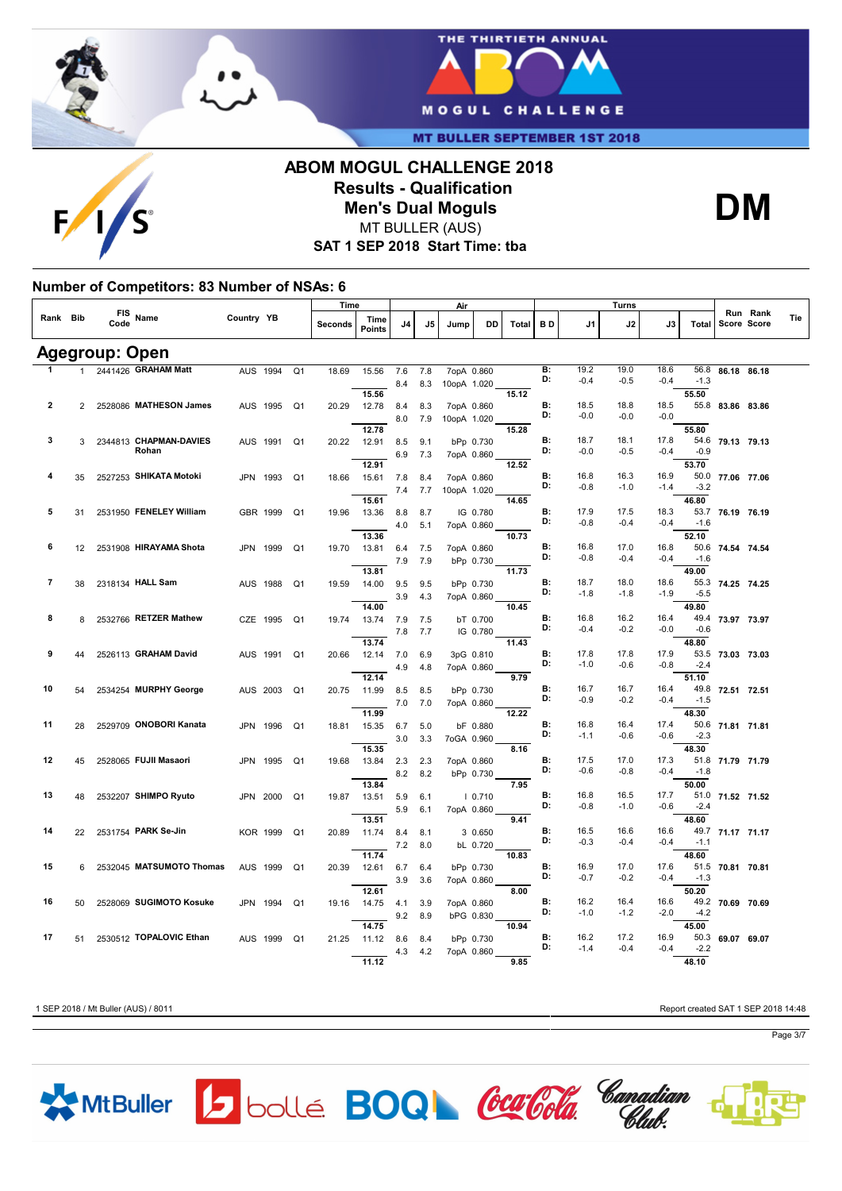# ABOM MOGUL CHALLENGE 2018

## Results - Qualification

## Men's Dual Moguls

MT BULLER (AUS)

**SAT 1 SEP 2018 Start Time: tba**

**DM**

### Number of Competitors: 83 Number of NSAs: 6

## Agegroup: Open

| Rank | Bib | FIS Code | Name | Country | YB | | Time Seconds | Time Points | Air J4 | Air J5 | Jump | DD | Air Total | B D | Turns J1 | Turns J2 | Turns J3 | Turns Total | Run Score | Rank Score | Tie |
|---|---|---|---|---|---|---|---|---|---|---|---|---|---|---|---|---|---|---|---|---|---|
| 1 | 1 | 2441426 | GRAHAM Matt | AUS | 1994 | Q1 | 18.69 | 15.56 | 7.6 | 7.8 | 7opA | 0.860 | | B: | 19.2 | 19.0 | 18.6 | 56.8 | 86.18 | 86.18 | |
| | | | | | | | | | 8.4 | 8.3 | 10opA | 1.020 | | D: | -0.4 | -0.5 | -0.4 | -1.3 | | | |
| | | | | | | | | 15.56 | | | | | 15.12 | | | | | 55.50 | | | |
| 2 | 2 | 2528086 | MATHESON James | AUS | 1995 | Q1 | 20.29 | 12.78 | 8.4 | 8.3 | 7opA | 0.860 | | B: | 18.5 | 18.8 | 18.5 | 55.8 | 83.86 | 83.86 | |
| | | | | | | | | | 8.0 | 7.9 | 10opA | 1.020 | | D: | -0.0 | -0.0 | -0.0 | | | | |
| | | | | | | | | 12.78 | | | | | 15.28 | | | | | 55.80 | | | |
| 3 | 3 | 2344813 | CHAPMAN-DAVIES Rohan | AUS | 1991 | Q1 | 20.22 | 12.91 | 8.5 | 9.1 | bPp | 0.730 | | B: | 18.7 | 18.1 | 17.8 | 54.6 | 79.13 | 79.13 | |
| | | | | | | | | | 6.9 | 7.3 | 7opA | 0.860 | | D: | -0.0 | -0.5 | -0.4 | -0.9 | | | |
| | | | | | | | | 12.91 | | | | | 12.52 | | | | | 53.70 | | | |
| 4 | 35 | 2527253 | SHIKATA Motoki | JPN | 1993 | Q1 | 18.66 | 15.61 | 7.8 | 8.4 | 7opA | 0.860 | | B: | 16.8 | 16.3 | 16.9 | 50.0 | 77.06 | 77.06 | |
| | | | | | | | | | 7.4 | 7.7 | 10opA | 1.020 | | D: | -0.8 | -1.0 | -1.4 | -3.2 | | | |
| | | | | | | | | 15.61 | | | | | 14.65 | | | | | 46.80 | | | |
| 5 | 31 | 2531950 | FENELEY William | GBR | 1999 | Q1 | 19.96 | 13.36 | 8.8 | 8.7 | IG | 0.780 | | B: | 17.9 | 17.5 | 18.3 | 53.7 | 76.19 | 76.19 | |
| | | | | | | | | | 4.0 | 5.1 | 7opA | 0.860 | | D: | -0.8 | -0.4 | -0.4 | -1.6 | | | |
| | | | | | | | | 13.36 | | | | | 10.73 | | | | | 52.10 | | | |
| 6 | 12 | 2531908 | HIRAYAMA Shota | JPN | 1999 | Q1 | 19.70 | 13.81 | 6.4 | 7.5 | 7opA | 0.860 | | B: | 16.8 | 17.0 | 16.8 | 50.6 | 74.54 | 74.54 | |
| | | | | | | | | | 7.9 | 7.9 | bPp | 0.730 | | D: | -0.8 | -0.4 | -0.4 | -1.6 | | | |
| | | | | | | | | 13.81 | | | | | 11.73 | | | | | 49.00 | | | |
| 7 | 38 | 2318134 | HALL Sam | AUS | 1988 | Q1 | 19.59 | 14.00 | 9.5 | 9.5 | bPp | 0.730 | | B: | 18.7 | 18.0 | 18.6 | 55.3 | 74.25 | 74.25 | |
| | | | | | | | | | 3.9 | 4.3 | 7opA | 0.860 | | D: | -1.8 | -1.8 | -1.9 | -5.5 | | | |
| | | | | | | | | 14.00 | | | | | 10.45 | | | | | 49.80 | | | |
| 8 | 8 | 2532766 | RETZER Mathew | CZE | 1995 | Q1 | 19.74 | 13.74 | 7.9 | 7.5 | bT | 0.700 | | B: | 16.8 | 16.2 | 16.4 | 49.4 | 73.97 | 73.97 | |
| | | | | | | | | | 7.8 | 7.7 | IG | 0.780 | | D: | -0.4 | -0.2 | -0.0 | -0.6 | | | |
| | | | | | | | | 13.74 | | | | | 11.43 | | | | | 48.80 | | | |
| 9 | 44 | 2526113 | GRAHAM David | AUS | 1991 | Q1 | 20.66 | 12.14 | 7.0 | 6.9 | 3pG | 0.810 | | B: | 17.8 | 17.8 | 17.9 | 53.5 | 73.03 | 73.03 | |
| | | | | | | | | | 4.9 | 4.8 | 7opA | 0.860 | | D: | -1.0 | -0.6 | -0.8 | -2.4 | | | |
| | | | | | | | | 12.14 | | | | | 9.79 | | | | | 51.10 | | | |
| 10 | 54 | 2534254 | MURPHY George | AUS | 2003 | Q1 | 20.75 | 11.99 | 8.5 | 8.5 | bPp | 0.730 | | B: | 16.7 | 16.7 | 16.4 | 49.8 | 72.51 | 72.51 | |
| | | | | | | | | | 7.0 | 7.0 | 7opA | 0.860 | | D: | -0.9 | -0.2 | -0.4 | -1.5 | | | |
| | | | | | | | | 11.99 | | | | | 12.22 | | | | | 48.30 | | | |
| 11 | 28 | 2529709 | ONOBORI Kanata | JPN | 1996 | Q1 | 18.81 | 15.35 | 6.7 | 5.0 | bF | 0.880 | | B: | 16.8 | 16.4 | 17.4 | 50.6 | 71.81 | 71.81 | |
| | | | | | | | | | 3.0 | 3.3 | 7oGA | 0.960 | | D: | -1.1 | -0.6 | -0.6 | -2.3 | | | |
| | | | | | | | | 15.35 | | | | | 8.16 | | | | | 48.30 | | | |
| 12 | 45 | 2528065 | FUJII Masaori | JPN | 1995 | Q1 | 19.68 | 13.84 | 2.3 | 2.3 | 7opA | 0.860 | | B: | 17.5 | 17.0 | 17.3 | 51.8 | 71.79 | 71.79 | |
| | | | | | | | | | 8.2 | 8.2 | bPp | 0.730 | | D: | -0.6 | -0.8 | -0.4 | -1.8 | | | |
| | | | | | | | | 13.84 | | | | | 7.95 | | | | | 50.00 | | | |
| 13 | 48 | 2532207 | SHIMPO Ryuto | JPN | 2000 | Q1 | 19.87 | 13.51 | 5.9 | 6.1 | I | 0.710 | | B: | 16.8 | 16.5 | 17.7 | 51.0 | 71.52 | 71.52 | |
| | | | | | | | | | 5.9 | 6.1 | 7opA | 0.860 | | D: | -0.8 | -1.0 | -0.6 | -2.4 | | | |
| | | | | | | | | 13.51 | | | | | 9.41 | | | | | 48.60 | | | |
| 14 | 22 | 2531754 | PARK Se-Jin | KOR | 1999 | Q1 | 20.89 | 11.74 | 8.4 | 8.1 | 3 | 0.650 | | B: | 16.5 | 16.6 | 16.6 | 49.7 | 71.17 | 71.17 | |
| | | | | | | | | | 7.2 | 8.0 | bL | 0.720 | | D: | -0.3 | -0.4 | -0.4 | -1.1 | | | |
| | | | | | | | | 11.74 | | | | | 10.83 | | | | | 48.60 | | | |
| 15 | 6 | 2532045 | MATSUMOTO Thomas | AUS | 1999 | Q1 | 20.39 | 12.61 | 6.7 | 6.4 | bPp | 0.730 | | B: | 16.9 | 17.0 | 17.6 | 51.5 | 70.81 | 70.81 | |
| | | | | | | | | | 3.9 | 3.6 | 7opA | 0.860 | | D: | -0.7 | -0.2 | -0.4 | -1.3 | | | |
| | | | | | | | | 12.61 | | | | | 8.00 | | | | | 50.20 | | | |
| 16 | 50 | 2528069 | SUGIMOTO Kosuke | JPN | 1994 | Q1 | 19.16 | 14.75 | 4.1 | 3.9 | 7opA | 0.860 | | B: | 16.2 | 16.4 | 16.6 | 49.2 | 70.69 | 70.69 | |
| | | | | | | | | | 9.2 | 8.9 | bPG | 0.830 | | D: | -1.0 | -1.2 | -2.0 | -4.2 | | | |
| | | | | | | | | 14.75 | | | | | 10.94 | | | | | 45.00 | | | |
| 17 | 51 | 2530512 | TOPALOVIC Ethan | AUS | 1999 | Q1 | 21.25 | 11.12 | 8.6 | 8.4 | bPp | 0.730 | | B: | 16.2 | 17.2 | 16.9 | 50.3 | 69.07 | 69.07 | |
| | | | | | | | | | 4.3 | 4.2 | 7opA | 0.860 | | D: | -1.4 | -0.4 | -0.4 | -2.2 | | | |
| | | | | | | | | 11.12 | | | | | 9.85 | | | | | 48.10 | | | |

1 SEP 2018 / Mt Buller (AUS) / 8011

Report created SAT 1 SEP 2018 14:48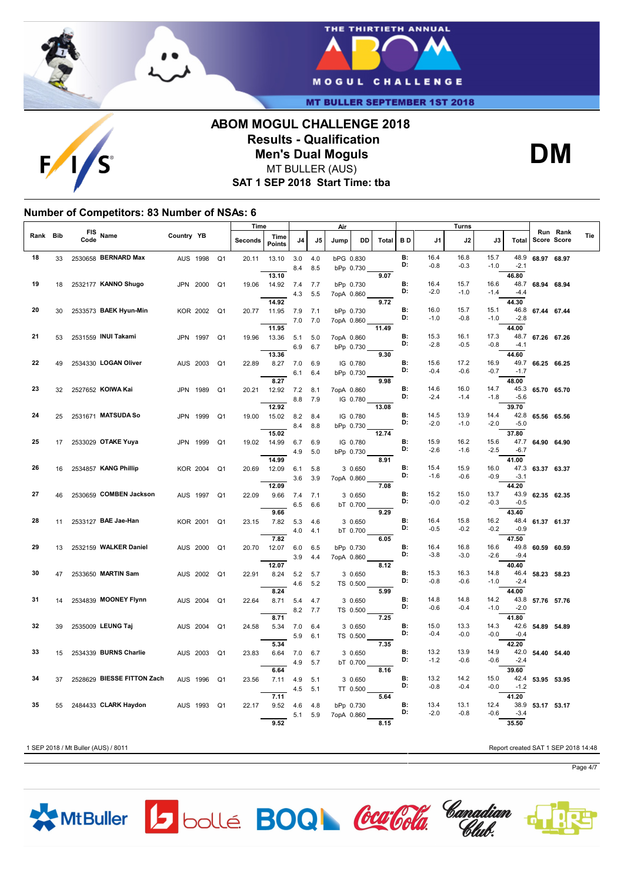# ABOM MOGUL CHALLENGE 2018

## Results - Qualification

## Men's Dual Moguls

MT BULLER (AUS)

**SAT 1 SEP 2018 Start Time: tba**

**DM**

### Number of Competitors: 83 Number of NSAs: 6

| Rank | Bib | FIS Code | Name | Country | YB | | Time Seconds | Time Points | Air J4 | Air J5 | Air Jump | Air DD | Air Total | BD | Turns J1 | Turns J2 | Turns J3 | Turns Total | Run Score | Rank Score | Tie |
|---|---|---|---|---|---|---|---|---|---|---|---|---|---|---|---|---|---|---|---|---|---|
| 18 | 33 | 2530658 | BERNARD Max | AUS | 1998 | Q1 | 20.11 | 13.10 | 3.0 / 8.4 | 4.0 / 8.5 | bPG / bPp | 0.830 / 0.730 | 9.07 | B: / D: | 16.4 / -0.8 | 16.8 / -0.3 | 15.7 / -1.0 | 48.9 / -2.1 / 46.80 | 68.97 | 68.97 | |
| | | | | | | | | 13.10 | | | | | | | | | | | | | |
| 19 | 18 | 2532177 | KANNO Shugo | JPN | 2000 | Q1 | 19.06 | 14.92 | 7.4 / 4.3 | 7.7 / 5.5 | bPp / 7opA | 0.730 / 0.860 | 9.72 | B: / D: | 16.4 / -2.0 | 15.7 / -1.0 | 16.6 / -1.4 | 48.7 / -4.4 / 44.30 | 68.94 | 68.94 | |
| | | | | | | | | 14.92 | | | | | | | | | | | | | |
| 20 | 30 | 2533573 | BAEK Hyun-Min | KOR | 2002 | Q1 | 20.77 | 11.95 | 7.9 / 7.0 | 7.1 / 7.0 | bPp / 7opA | 0.730 / 0.860 | 11.49 | B: / D: | 16.0 / -1.0 | 15.7 / -0.8 | 15.1 / -1.0 | 46.8 / -2.8 / 44.00 | 67.44 | 67.44 | |
| | | | | | | | | 11.95 | | | | | | | | | | | | | |
| 21 | 53 | 2531559 | INUI Takami | JPN | 1997 | Q1 | 19.96 | 13.36 | 5.1 / 6.9 | 5.0 / 6.7 | 7opA / bPp | 0.860 / 0.730 | 9.30 | B: / D: | 15.3 / -2.8 | 16.1 / -0.5 | 17.3 / -0.8 | 48.7 / -4.1 / 44.60 | 67.26 | 67.26 | |
| | | | | | | | | 13.36 | | | | | | | | | | | | | |
| 22 | 49 | 2534330 | LOGAN Oliver | AUS | 2003 | Q1 | 22.89 | 8.27 | 7.0 / 6.1 | 6.9 / 6.4 | IG / bPp | 0.780 / 0.730 | 9.98 | B: / D: | 15.6 / -0.4 | 17.2 / -0.6 | 16.9 / -0.7 | 49.7 / -1.7 / 48.00 | 66.25 | 66.25 | |
| | | | | | | | | 8.27 | | | | | | | | | | | | | |
| 23 | 32 | 2527652 | KOIWA Kai | JPN | 1989 | Q1 | 20.21 | 12.92 | 7.2 / 8.8 | 8.1 / 7.9 | 7opA / IG | 0.860 / 0.780 | 13.08 | B: / D: | 14.6 / -2.4 | 16.0 / -1.4 | 14.7 / -1.8 | 45.3 / -5.6 / 39.70 | 65.70 | 65.70 | |
| | | | | | | | | 12.92 | | | | | | | | | | | | | |
| 24 | 25 | 2531671 | MATSUDA So | JPN | 1999 | Q1 | 19.00 | 15.02 | 8.2 / 8.4 | 8.4 / 8.8 | IG / bPp | 0.780 / 0.730 | 12.74 | B: / D: | 14.5 / -2.0 | 13.9 / -1.0 | 14.4 / -2.0 | 42.8 / -5.0 / 37.80 | 65.56 | 65.56 | |
| | | | | | | | | 15.02 | | | | | | | | | | | | | |
| 25 | 17 | 2533029 | OTAKE Yuya | JPN | 1999 | Q1 | 19.02 | 14.99 | 6.7 / 4.9 | 6.9 / 5.0 | IG / bPp | 0.780 / 0.730 | 8.91 | B: / D: | 15.9 / -2.6 | 16.2 / -1.6 | 15.6 / -2.5 | 47.7 / -6.7 / 41.00 | 64.90 | 64.90 | |
| | | | | | | | | 14.99 | | | | | | | | | | | | | |
| 26 | 16 | 2534857 | KANG Phillip | KOR | 2004 | Q1 | 20.69 | 12.09 | 6.1 / 3.6 | 5.8 / 3.9 | 3 / 7opA | 0.650 / 0.860 | 7.08 | B: / D: | 15.4 / -1.6 | 15.9 / -0.6 | 16.0 / -0.9 | 47.3 / -3.1 / 44.20 | 63.37 | 63.37 | |
| | | | | | | | | 12.09 | | | | | | | | | | | | | |
| 27 | 46 | 2530659 | COMBEN Jackson | AUS | 1997 | Q1 | 22.09 | 9.66 | 7.4 / 6.5 | 7.1 / 6.6 | 3 / bT | 0.650 / 0.700 | 9.29 | B: / D: | 15.2 / -0.0 | 15.0 / -0.2 | 13.7 / -0.3 | 43.9 / -0.5 / 43.40 | 62.35 | 62.35 | |
| | | | | | | | | 9.66 | | | | | | | | | | | | | |
| 28 | 11 | 2533127 | BAE Jae-Han | KOR | 2001 | Q1 | 23.15 | 7.82 | 5.3 / 4.0 | 4.6 / 4.1 | 3 / bT | 0.650 / 0.700 | 6.05 | B: / D: | 16.4 / -0.5 | 15.8 / -0.2 | 16.2 / -0.2 | 48.4 / -0.9 / 47.50 | 61.37 | 61.37 | |
| | | | | | | | | 7.82 | | | | | | | | | | | | | |
| 29 | 13 | 2532159 | WALKER Daniel | AUS | 2000 | Q1 | 20.70 | 12.07 | 6.0 / 3.9 | 6.5 / 4.4 | bPp / 7opA | 0.730 / 0.860 | 8.12 | B: / D: | 16.4 / -3.8 | 16.8 / -3.0 | 16.6 / -2.6 | 49.8 / -9.4 / 40.40 | 60.59 | 60.59 | |
| | | | | | | | | 12.07 | | | | | | | | | | | | | |
| 30 | 47 | 2533650 | MARTIN Sam | AUS | 2002 | Q1 | 22.91 | 8.24 | 5.2 / 4.6 | 5.7 / 5.2 | 3 / TS | 0.650 / 0.500 | 5.99 | B: / D: | 15.3 / -0.8 | 16.3 / -0.6 | 14.8 / -1.0 | 46.4 / -2.4 / 44.00 | 58.23 | 58.23 | |
| | | | | | | | | 8.24 | | | | | | | | | | | | | |
| 31 | 14 | 2534839 | MOONEY Flynn | AUS | 2004 | Q1 | 22.64 | 8.71 | 5.4 / 8.2 | 4.7 / 7.7 | 3 / TS | 0.650 / 0.500 | 7.25 | B: / D: | 14.8 / -0.6 | 14.8 / -0.4 | 14.2 / -1.0 | 43.8 / -2.0 / 41.80 | 57.76 | 57.76 | |
| | | | | | | | | 8.71 | | | | | | | | | | | | | |
| 32 | 39 | 2535009 | LEUNG Taj | AUS | 2004 | Q1 | 24.58 | 5.34 | 7.0 / 5.9 | 6.4 / 6.1 | 3 / TS | 0.650 / 0.500 | 7.35 | B: / D: | 15.0 / -0.4 | 13.3 / -0.0 | 14.3 / -0.0 | 42.6 / -0.4 / 42.20 | 54.89 | 54.89 | |
| | | | | | | | | 5.34 | | | | | | | | | | | | | |
| 33 | 15 | 2534339 | BURNS Charlie | AUS | 2003 | Q1 | 23.83 | 6.64 | 7.0 / 4.9 | 6.7 / 5.7 | 3 / bT | 0.650 / 0.700 | 8.16 | B: / D: | 13.2 / -1.2 | 13.9 / -0.6 | 14.9 / -0.6 | 42.0 / -2.4 / 39.60 | 54.40 | 54.40 | |
| | | | | | | | | 6.64 | | | | | | | | | | | | | |
| 34 | 37 | 2528629 | BIESSE FITTON Zach | AUS | 1996 | Q1 | 23.56 | 7.11 | 4.9 / 4.5 | 5.1 / 5.1 | 3 / TT | 0.650 / 0.500 | 5.64 | B: / D: | 13.2 / -0.8 | 14.2 / -0.4 | 15.0 / -0.0 | 42.4 / -1.2 / 41.20 | 53.95 | 53.95 | |
| | | | | | | | | 7.11 | | | | | | | | | | | | | |
| 35 | 55 | 2484433 | CLARK Haydon | AUS | 1993 | Q1 | 22.17 | 9.52 | 4.6 / 5.1 | 4.8 / 5.9 | bPp / 7opA | 0.730 / 0.860 | 8.15 | B: / D: | 13.4 / -2.0 | 13.1 / -0.8 | 12.4 / -0.6 | 38.9 / -3.4 / 35.50 | 53.17 | 53.17 | |
| | | | | | | | | 9.52 | | | | | | | | | | | | | |

1 SEP 2018 / Mt Buller (AUS) / 8011

Report created SAT 1 SEP 2018 14:48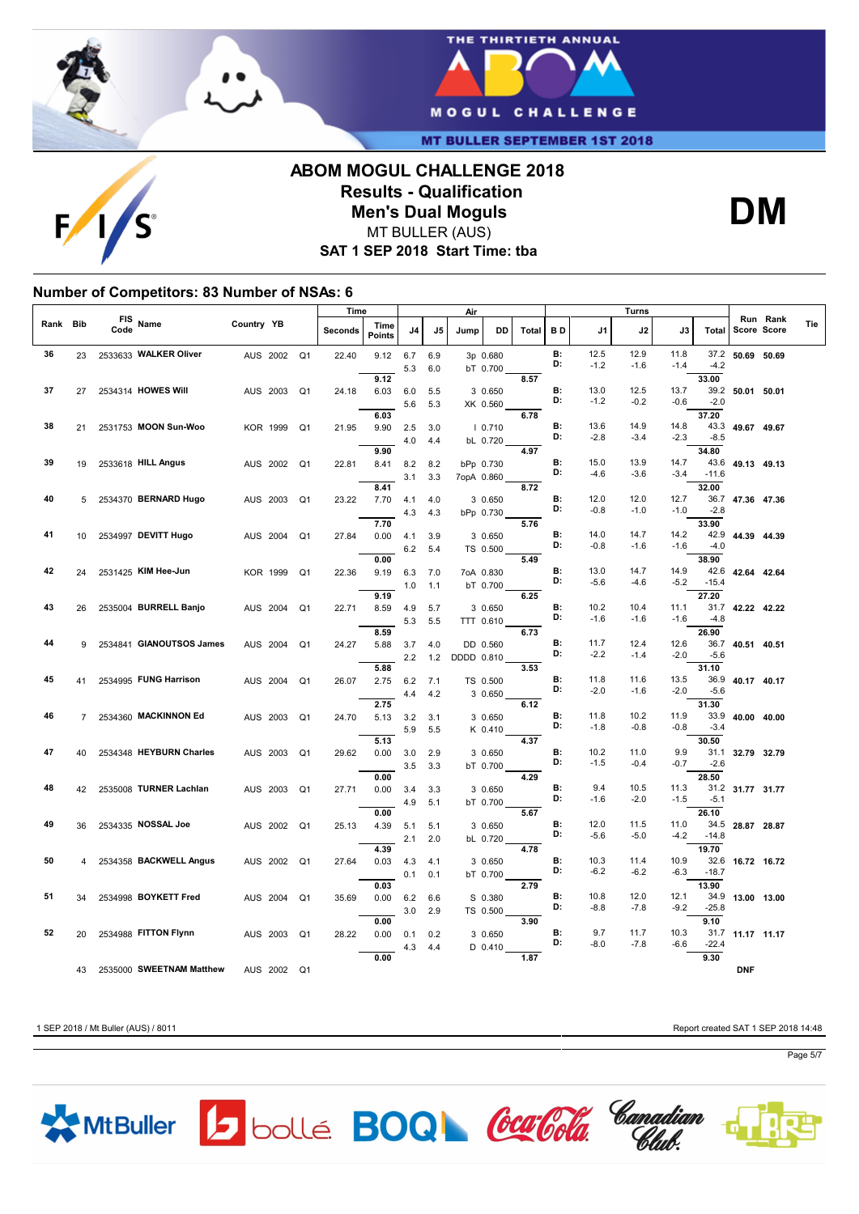# ABOM MOGUL CHALLENGE 2018

## Results - Qualification

## Men's Dual Moguls

MT BULLER (AUS)

**SAT 1 SEP 2018 Start Time: tba**

**DM**

### Number of Competitors: 83 Number of NSAs: 6

| Rank | Bib | FIS Code | Name | Country | YB | | Time Seconds | Time Points | Air J4 | Air J5 | Jump | DD | Air Total | B D | Turns J1 | Turns J2 | Turns J3 | Turns Total | Run Score | Rank Score | Tie |
|---|---|---|---|---|---|---|---|---|---|---|---|---|---|---|---|---|---|---|---|---|---|
| 36 | 23 | 2533633 | WALKER Oliver | AUS | 2002 | Q1 | 22.40 | 9.12 | 6.7 | 6.9 | 3p | 0.680 | | B: | 12.5 | 12.9 | 11.8 | 37.2 | 50.69 | 50.69 | |
| | | | | | | | | | 5.3 | 6.0 | bT | 0.700 | | D: | -1.2 | -1.6 | -1.4 | -4.2 | | | |
| | | | | | | | | 9.12 | | | | | 8.57 | | | | | 33.00 | | | |
| 37 | 27 | 2534314 | HOWES Will | AUS | 2003 | Q1 | 24.18 | 6.03 | 6.0 | 5.5 | 3 | 0.650 | | B: | 13.0 | 12.5 | 13.7 | 39.2 | 50.01 | 50.01 | |
| | | | | | | | | | 5.6 | 5.3 | XK | 0.560 | | D: | -1.2 | -0.2 | -0.6 | -2.0 | | | |
| | | | | | | | | 6.03 | | | | | 6.78 | | | | | 37.20 | | | |
| 38 | 21 | 2531753 | MOON Sun-Woo | KOR | 1999 | Q1 | 21.95 | 9.90 | 2.5 | 3.0 | I | 0.710 | | B: | 13.6 | 14.9 | 14.8 | 43.3 | 49.67 | 49.67 | |
| | | | | | | | | | 4.0 | 4.4 | bL | 0.720 | | D: | -2.8 | -3.4 | -2.3 | -8.5 | | | |
| | | | | | | | | 9.90 | | | | | 4.97 | | | | | 34.80 | | | |
| 39 | 19 | 2533618 | HILL Angus | AUS | 2002 | Q1 | 22.81 | 8.41 | 8.2 | 8.2 | bPp | 0.730 | | B: | 15.0 | 13.9 | 14.7 | 43.6 | 49.13 | 49.13 | |
| | | | | | | | | | 3.1 | 3.3 | 7opA | 0.860 | | D: | -4.6 | -3.6 | -3.4 | -11.6 | | | |
| | | | | | | | | 8.41 | | | | | 8.72 | | | | | 32.00 | | | |
| 40 | 5 | 2534370 | BERNARD Hugo | AUS | 2003 | Q1 | 23.22 | 7.70 | 4.1 | 4.0 | 3 | 0.650 | | B: | 12.0 | 12.0 | 12.7 | 36.7 | 47.36 | 47.36 | |
| | | | | | | | | | 4.3 | 4.3 | bPp | 0.730 | | D: | -0.8 | -1.0 | -1.0 | -2.8 | | | |
| | | | | | | | | 7.70 | | | | | 5.76 | | | | | 33.90 | | | |
| 41 | 10 | 2534997 | DEVITT Hugo | AUS | 2004 | Q1 | 27.84 | 0.00 | 4.1 | 3.9 | 3 | 0.650 | | B: | 14.0 | 14.7 | 14.2 | 42.9 | 44.39 | 44.39 | |
| | | | | | | | | | 6.2 | 5.4 | TS | 0.500 | | D: | -0.8 | -1.6 | -1.6 | -4.0 | | | |
| | | | | | | | | 0.00 | | | | | 5.49 | | | | | 38.90 | | | |
| 42 | 24 | 2531425 | KIM Hee-Jun | KOR | 1999 | Q1 | 22.36 | 9.19 | 6.3 | 7.0 | 7oA | 0.830 | | B: | 13.0 | 14.7 | 14.9 | 42.6 | 42.64 | 42.64 | |
| | | | | | | | | | 1.0 | 1.1 | bT | 0.700 | | D: | -5.6 | -4.6 | -5.2 | -15.4 | | | |
| | | | | | | | | 9.19 | | | | | 6.25 | | | | | 27.20 | | | |
| 43 | 26 | 2535004 | BURRELL Banjo | AUS | 2004 | Q1 | 22.71 | 8.59 | 4.9 | 5.7 | 3 | 0.650 | | B: | 10.2 | 10.4 | 11.1 | 31.7 | 42.22 | 42.22 | |
| | | | | | | | | | 5.3 | 5.5 | TTT | 0.610 | | D: | -1.6 | -1.6 | -1.6 | -4.8 | | | |
| | | | | | | | | 8.59 | | | | | 6.73 | | | | | 26.90 | | | |
| 44 | 9 | 2534841 | GIANOUTSOS James | AUS | 2004 | Q1 | 24.27 | 5.88 | 3.7 | 4.0 | DD | 0.560 | | B: | 11.7 | 12.4 | 12.6 | 36.7 | 40.51 | 40.51 | |
| | | | | | | | | | 2.2 | 1.2 | DDDD | 0.810 | | D: | -2.2 | -1.4 | -2.0 | -5.6 | | | |
| | | | | | | | | 5.88 | | | | | 3.53 | | | | | 31.10 | | | |
| 45 | 41 | 2534995 | FUNG Harrison | AUS | 2004 | Q1 | 26.07 | 2.75 | 6.2 | 7.1 | TS | 0.500 | | B: | 11.8 | 11.6 | 13.5 | 36.9 | 40.17 | 40.17 | |
| | | | | | | | | | 4.4 | 4.2 | 3 | 0.650 | | D: | -2.0 | -1.6 | -2.0 | -5.6 | | | |
| | | | | | | | | 2.75 | | | | | 6.12 | | | | | 31.30 | | | |
| 46 | 7 | 2534360 | MACKINNON Ed | AUS | 2003 | Q1 | 24.70 | 5.13 | 3.2 | 3.1 | 3 | 0.650 | | B: | 11.8 | 10.2 | 11.9 | 33.9 | 40.00 | 40.00 | |
| | | | | | | | | | 5.9 | 5.5 | K | 0.410 | | D: | -1.8 | -0.8 | -0.8 | -3.4 | | | |
| | | | | | | | | 5.13 | | | | | 4.37 | | | | | 30.50 | | | |
| 47 | 40 | 2534348 | HEYBURN Charles | AUS | 2003 | Q1 | 29.62 | 0.00 | 3.0 | 2.9 | 3 | 0.650 | | B: | 10.2 | 11.0 | 9.9 | 31.1 | 32.79 | 32.79 | |
| | | | | | | | | | 3.5 | 3.3 | bT | 0.700 | | D: | -1.5 | -0.4 | -0.7 | -2.6 | | | |
| | | | | | | | | 0.00 | | | | | 4.29 | | | | | 28.50 | | | |
| 48 | 42 | 2535008 | TURNER Lachlan | AUS | 2003 | Q1 | 27.71 | 0.00 | 3.4 | 3.3 | 3 | 0.650 | | B: | 9.4 | 10.5 | 11.3 | 31.2 | 31.77 | 31.77 | |
| | | | | | | | | | 4.9 | 5.1 | bT | 0.700 | | D: | -1.6 | -2.0 | -1.5 | -5.1 | | | |
| | | | | | | | | 0.00 | | | | | 5.67 | | | | | 26.10 | | | |
| 49 | 36 | 2534335 | NOSSAL Joe | AUS | 2002 | Q1 | 25.13 | 4.39 | 5.1 | 5.1 | 3 | 0.650 | | B: | 12.0 | 11.5 | 11.0 | 34.5 | 28.87 | 28.87 | |
| | | | | | | | | | 2.1 | 2.0 | bL | 0.720 | | D: | -5.6 | -5.0 | -4.2 | -14.8 | | | |
| | | | | | | | | 4.39 | | | | | 4.78 | | | | | 19.70 | | | |
| 50 | 4 | 2534358 | BACKWELL Angus | AUS | 2002 | Q1 | 27.64 | 0.03 | 4.3 | 4.1 | 3 | 0.650 | | B: | 10.3 | 11.4 | 10.9 | 32.6 | 16.72 | 16.72 | |
| | | | | | | | | | 0.1 | 0.1 | bT | 0.700 | | D: | -6.2 | -6.2 | -6.3 | -18.7 | | | |
| | | | | | | | | 0.03 | | | | | 2.79 | | | | | 13.90 | | | |
| 51 | 34 | 2534998 | BOYKETT Fred | AUS | 2004 | Q1 | 35.69 | 0.00 | 6.2 | 6.6 | S | 0.380 | | B: | 10.8 | 12.0 | 12.1 | 34.9 | 13.00 | 13.00 | |
| | | | | | | | | | 3.0 | 2.9 | TS | 0.500 | | D: | -8.8 | -7.8 | -9.2 | -25.8 | | | |
| | | | | | | | | 0.00 | | | | | 3.90 | | | | | 9.10 | | | |
| 52 | 20 | 2534988 | FITTON Flynn | AUS | 2003 | Q1 | 28.22 | 0.00 | 0.1 | 0.2 | 3 | 0.650 | | B: | 9.7 | 11.7 | 10.3 | 31.7 | 11.17 | 11.17 | |
| | | | | | | | | | 4.3 | 4.4 | D | 0.410 | | D: | -8.0 | -7.8 | -6.6 | -22.4 | | | |
| | | | | | | | | 0.00 | | | | | 1.87 | | | | | 9.30 | | | |
| | 43 | 2535000 | SWEETNAM Matthew | AUS | 2002 | Q1 | | | | | | | | | | | | | DNF | | |

1 SEP 2018 / Mt Buller (AUS) / 8011

Report created SAT 1 SEP 2018 14:48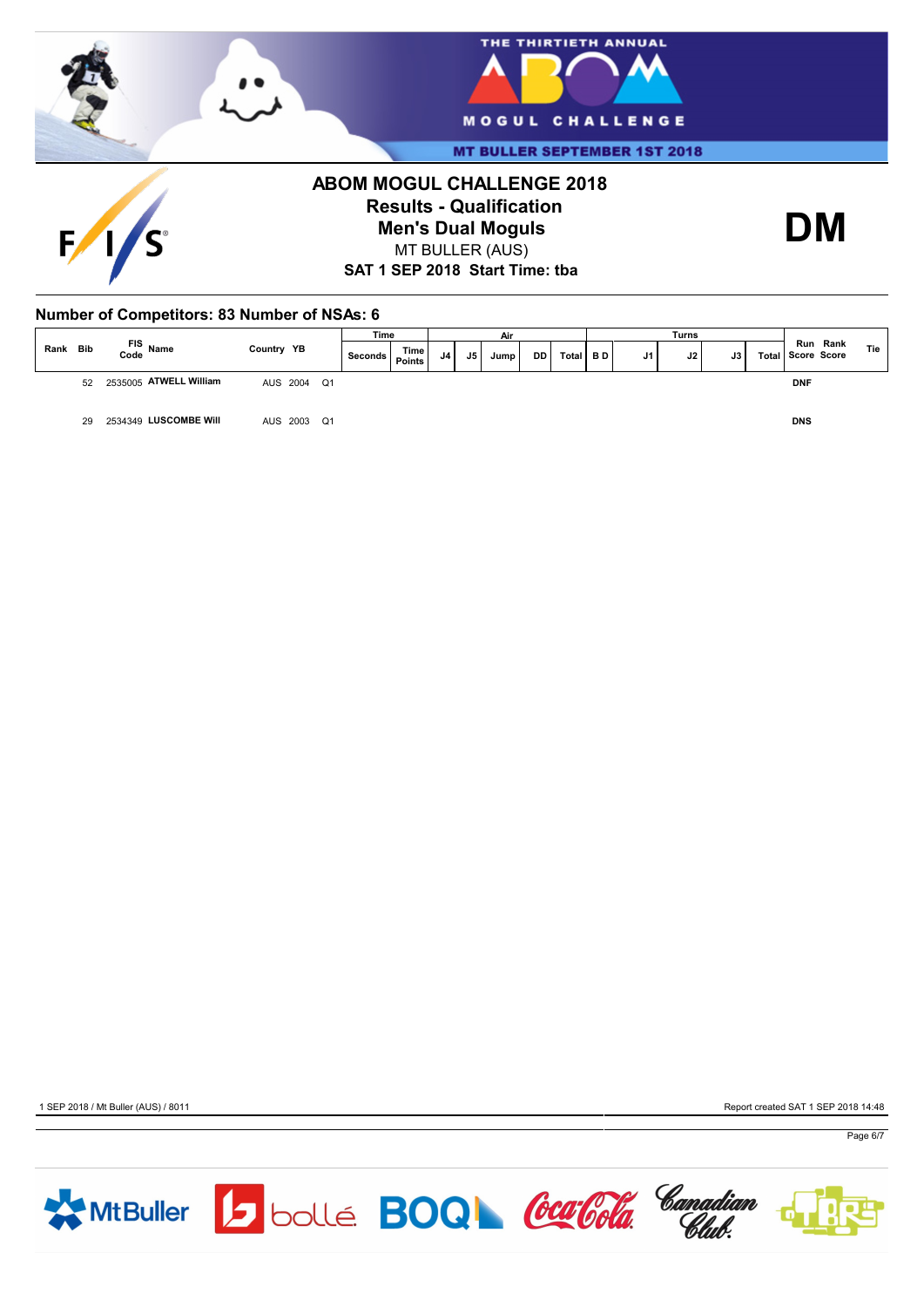## ABOM MOGUL CHALLENGE 2018
### Results - Qualification
### Men's Dual Moguls
MT BULLER (AUS)

**SAT 1 SEP 2018 Start Time: tba**

**DM**

**Number of Competitors: 83 Number of NSAs: 6**

| Rank | Bib | FIS Code | Name | Country | YB | | Time Seconds | Time Points | Air J4 | Air J5 | Jump | DD | Air Total | B D | Turns J1 | Turns J2 | Turns J3 | Turns Total | Run Score | Rank Score | Tie |
|---|---|---|---|---|---|---|---|---|---|---|---|---|---|---|---|---|---|---|---|---|---|
| | 52 | 2535005 | **ATWELL William** | AUS | 2004 | Q1 | | | | | | | | | | | | | DNF | | |
| | 29 | 2534349 | **LUSCOMBE Will** | AUS | 2003 | Q1 | | | | | | | | | | | | | DNS | | |

1 SEP 2018 / Mt Buller (AUS) / 8011

Report created SAT 1 SEP 2018 14:48